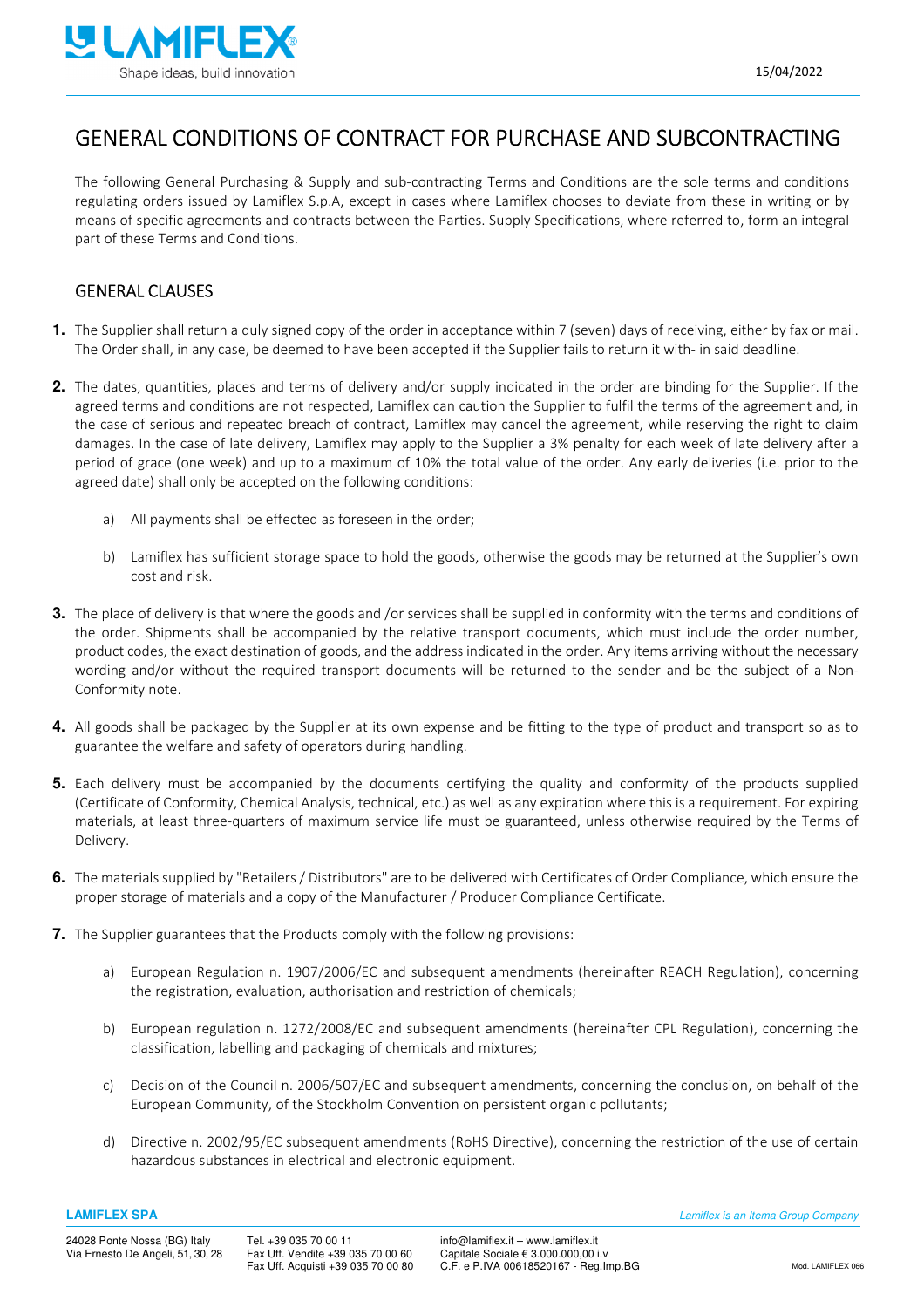# GENERAL CONDITIONS OF CONTRACT FOR PURCHASE AND SUBCONTRACTING

The following General Purchasing & Supply and sub-contracting Terms and Conditions are the sole terms and conditions regulating orders issued by Lamiflex S.p.A, except in cases where Lamiflex chooses to deviate from these in writing or by means of specific agreements and contracts between the Parties. Supply Specifications, where referred to, form an integral part of these Terms and Conditions.

## GENERAL CLAUSES

**1.** The Supplier shall return a duly signed copy of the order in acceptance within 7 (seven) days of receiving, either by fax or mail. The Order shall, in any case, be deemed to have been accepted if the Supplier fails to return it with- in said deadline.

**2.** The dates, quantities, places and terms of delivery and/or supply indicated in the order are binding for the Supplier. If the agreed terms and conditions are not respected, Lamiflex can caution the Supplier to fulfil the terms of the agreement and, in the case of serious and repeated breach of contract, Lamiflex may cancel the agreement, while reserving the right to claim damages. In the case of late delivery, Lamiflex may apply to the Supplier a 3% penalty for each week of late delivery after a period of grace (one week) and up to a maximum of 10% the total value of the order. Any early deliveries (i.e. prior to the agreed date) shall only be accepted on the following conditions:

   a) All payments shall be effected as foreseen in the order;

   b) Lamiflex has sufficient storage space to hold the goods, otherwise the goods may be returned at the Supplier's own cost and risk.

**3.** The place of delivery is that where the goods and /or services shall be supplied in conformity with the terms and conditions of the order. Shipments shall be accompanied by the relative transport documents, which must include the order number, product codes, the exact destination of goods, and the address indicated in the order. Any items arriving without the necessary wording and/or without the required transport documents will be returned to the sender and be the subject of a Non-Conformity note.

**4.** All goods shall be packaged by the Supplier at its own expense and be fitting to the type of product and transport so as to guarantee the welfare and safety of operators during handling.

**5.** Each delivery must be accompanied by the documents certifying the quality and conformity of the products supplied (Certificate of Conformity, Chemical Analysis, technical, etc.) as well as any expiration where this is a requirement. For expiring materials, at least three-quarters of maximum service life must be guaranteed, unless otherwise required by the Terms of Delivery.

**6.** The materials supplied by "Retailers / Distributors" are to be delivered with Certificates of Order Compliance, which ensure the proper storage of materials and a copy of the Manufacturer / Producer Compliance Certificate.

**7.** The Supplier guarantees that the Products comply with the following provisions:

   a) European Regulation n. 1907/2006/EC and subsequent amendments (hereinafter REACH Regulation), concerning the registration, evaluation, authorisation and restriction of chemicals;

   b) European regulation n. 1272/2008/EC and subsequent amendments (hereinafter CPL Regulation), concerning the classification, labelling and packaging of chemicals and mixtures;

   c) Decision of the Council n. 2006/507/EC and subsequent amendments, concerning the conclusion, on behalf of the European Community, of the Stockholm Convention on persistent organic pollutants;

   d) Directive n. 2002/95/EC subsequent amendments (RoHS Directive), concerning the restriction of the use of certain hazardous substances in electrical and electronic equipment.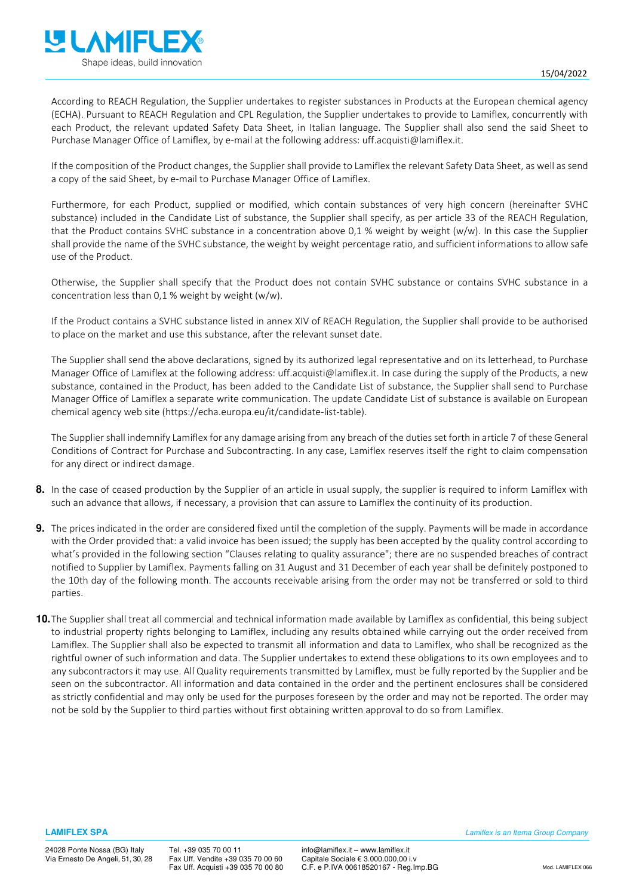According to REACH Regulation, the Supplier undertakes to register substances in Products at the European chemical agency (ECHA). Pursuant to REACH Regulation and CPL Regulation, the Supplier undertakes to provide to Lamiflex, concurrently with each Product, the relevant updated Safety Data Sheet, in Italian language. The Supplier shall also send the said Sheet to Purchase Manager Office of Lamiflex, by e-mail at the following address: uff.acquisti@lamiflex.it.

If the composition of the Product changes, the Supplier shall provide to Lamiflex the relevant Safety Data Sheet, as well as send a copy of the said Sheet, by e-mail to Purchase Manager Office of Lamiflex.

Furthermore, for each Product, supplied or modified, which contain substances of very high concern (hereinafter SVHC substance) included in the Candidate List of substance, the Supplier shall specify, as per article 33 of the REACH Regulation, that the Product contains SVHC substance in a concentration above 0,1 % weight by weight (w/w). In this case the Supplier shall provide the name of the SVHC substance, the weight by weight percentage ratio, and sufficient informations to allow safe use of the Product.

Otherwise, the Supplier shall specify that the Product does not contain SVHC substance or contains SVHC substance in a concentration less than 0,1 % weight by weight (w/w).

If the Product contains a SVHC substance listed in annex XIV of REACH Regulation, the Supplier shall provide to be authorised to place on the market and use this substance, after the relevant sunset date.

The Supplier shall send the above declarations, signed by its authorized legal representative and on its letterhead, to Purchase Manager Office of Lamiflex at the following address: uff.acquisti@lamiflex.it. In case during the supply of the Products, a new substance, contained in the Product, has been added to the Candidate List of substance, the Supplier shall send to Purchase Manager Office of Lamiflex a separate write communication. The update Candidate List of substance is available on European chemical agency web site (https://echa.europa.eu/it/candidate-list-table).

The Supplier shall indemnify Lamiflex for any damage arising from any breach of the duties set forth in article 7 of these General Conditions of Contract for Purchase and Subcontracting. In any case, Lamiflex reserves itself the right to claim compensation for any direct or indirect damage.

**8.** In the case of ceased production by the Supplier of an article in usual supply, the supplier is required to inform Lamiflex with such an advance that allows, if necessary, a provision that can assure to Lamiflex the continuity of its production.

**9.** The prices indicated in the order are considered fixed until the completion of the supply. Payments will be made in accordance with the Order provided that: a valid invoice has been issued; the supply has been accepted by the quality control according to what's provided in the following section "Clauses relating to quality assurance"; there are no suspended breaches of contract notified to Supplier by Lamiflex. Payments falling on 31 August and 31 December of each year shall be definitely postponed to the 10th day of the following month. The accounts receivable arising from the order may not be transferred or sold to third parties.

**10.** The Supplier shall treat all commercial and technical information made available by Lamiflex as confidential, this being subject to industrial property rights belonging to Lamiflex, including any results obtained while carrying out the order received from Lamiflex. The Supplier shall also be expected to transmit all information and data to Lamiflex, who shall be recognized as the rightful owner of such information and data. The Supplier undertakes to extend these obligations to its own employees and to any subcontractors it may use. All Quality requirements transmitted by Lamiflex, must be fully reported by the Supplier and be seen on the subcontractor. All information and data contained in the order and the pertinent enclosures shall be considered as strictly confidential and may only be used for the purposes foreseen by the order and may not be reported. The order may not be sold by the Supplier to third parties without first obtaining written approval to do so from Lamiflex.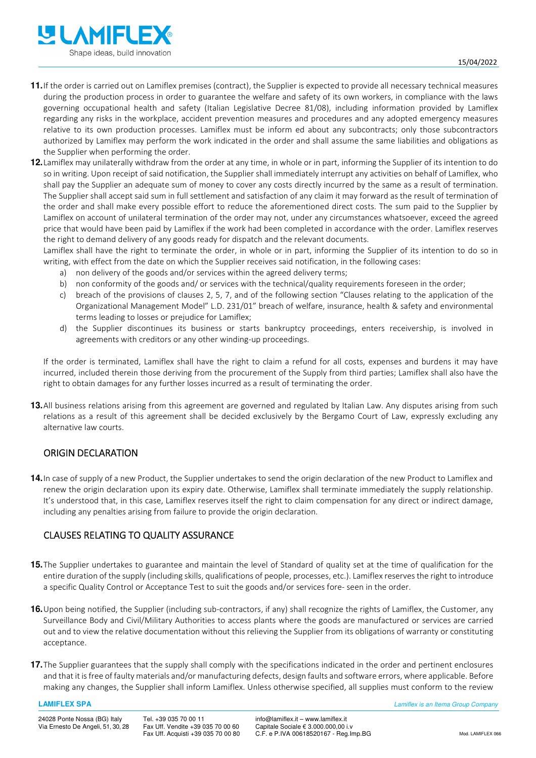**11.** If the order is carried out on Lamiflex premises (contract), the Supplier is expected to provide all necessary technical measures during the production process in order to guarantee the welfare and safety of its own workers, in compliance with the laws governing occupational health and safety (Italian Legislative Decree 81/08), including information provided by Lamiflex regarding any risks in the workplace, accident prevention measures and procedures and any adopted emergency measures relative to its own production processes. Lamiflex must be inform ed about any subcontracts; only those subcontractors authorized by Lamiflex may perform the work indicated in the order and shall assume the same liabilities and obligations as the Supplier when performing the order.

**12.** Lamiflex may unilaterally withdraw from the order at any time, in whole or in part, informing the Supplier of its intention to do so in writing. Upon receipt of said notification, the Supplier shall immediately interrupt any activities on behalf of Lamiflex, who shall pay the Supplier an adequate sum of money to cover any costs directly incurred by the same as a result of termination. The Supplier shall accept said sum in full settlement and satisfaction of any claim it may forward as the result of termination of the order and shall make every possible effort to reduce the aforementioned direct costs. The sum paid to the Supplier by Lamiflex on account of unilateral termination of the order may not, under any circumstances whatsoever, exceed the agreed price that would have been paid by Lamiflex if the work had been completed in accordance with the order. Lamiflex reserves the right to demand delivery of any goods ready for dispatch and the relevant documents.

Lamiflex shall have the right to terminate the order, in whole or in part, informing the Supplier of its intention to do so in writing, with effect from the date on which the Supplier receives said notification, in the following cases:

a) non delivery of the goods and/or services within the agreed delivery terms;
b) non conformity of the goods and/ or services with the technical/quality requirements foreseen in the order;
c) breach of the provisions of clauses 2, 5, 7, and of the following section "Clauses relating to the application of the Organizational Management Model" L.D. 231/01" breach of welfare, insurance, health & safety and environmental terms leading to losses or prejudice for Lamiflex;
d) the Supplier discontinues its business or starts bankruptcy proceedings, enters receivership, is involved in agreements with creditors or any other winding-up proceedings.

If the order is terminated, Lamiflex shall have the right to claim a refund for all costs, expenses and burdens it may have incurred, included therein those deriving from the procurement of the Supply from third parties; Lamiflex shall also have the right to obtain damages for any further losses incurred as a result of terminating the order.

**13.** All business relations arising from this agreement are governed and regulated by Italian Law. Any disputes arising from such relations as a result of this agreement shall be decided exclusively by the Bergamo Court of Law, expressly excluding any alternative law courts.

## ORIGIN DECLARATION

**14.** In case of supply of a new Product, the Supplier undertakes to send the origin declaration of the new Product to Lamiflex and renew the origin declaration upon its expiry date. Otherwise, Lamiflex shall terminate immediately the supply relationship. It's understood that, in this case, Lamiflex reserves itself the right to claim compensation for any direct or indirect damage, including any penalties arising from failure to provide the origin declaration.

## CLAUSES RELATING TO QUALITY ASSURANCE

**15.** The Supplier undertakes to guarantee and maintain the level of Standard of quality set at the time of qualification for the entire duration of the supply (including skills, qualifications of people, processes, etc.). Lamiflex reserves the right to introduce a specific Quality Control or Acceptance Test to suit the goods and/or services fore- seen in the order.

**16.** Upon being notified, the Supplier (including sub-contractors, if any) shall recognize the rights of Lamiflex, the Customer, any Surveillance Body and Civil/Military Authorities to access plants where the goods are manufactured or services are carried out and to view the relative documentation without this relieving the Supplier from its obligations of warranty or constituting acceptance.

**17.** The Supplier guarantees that the supply shall comply with the specifications indicated in the order and pertinent enclosures and that it is free of faulty materials and/or manufacturing defects, design faults and software errors, where applicable. Before making any changes, the Supplier shall inform Lamiflex. Unless otherwise specified, all supplies must conform to the review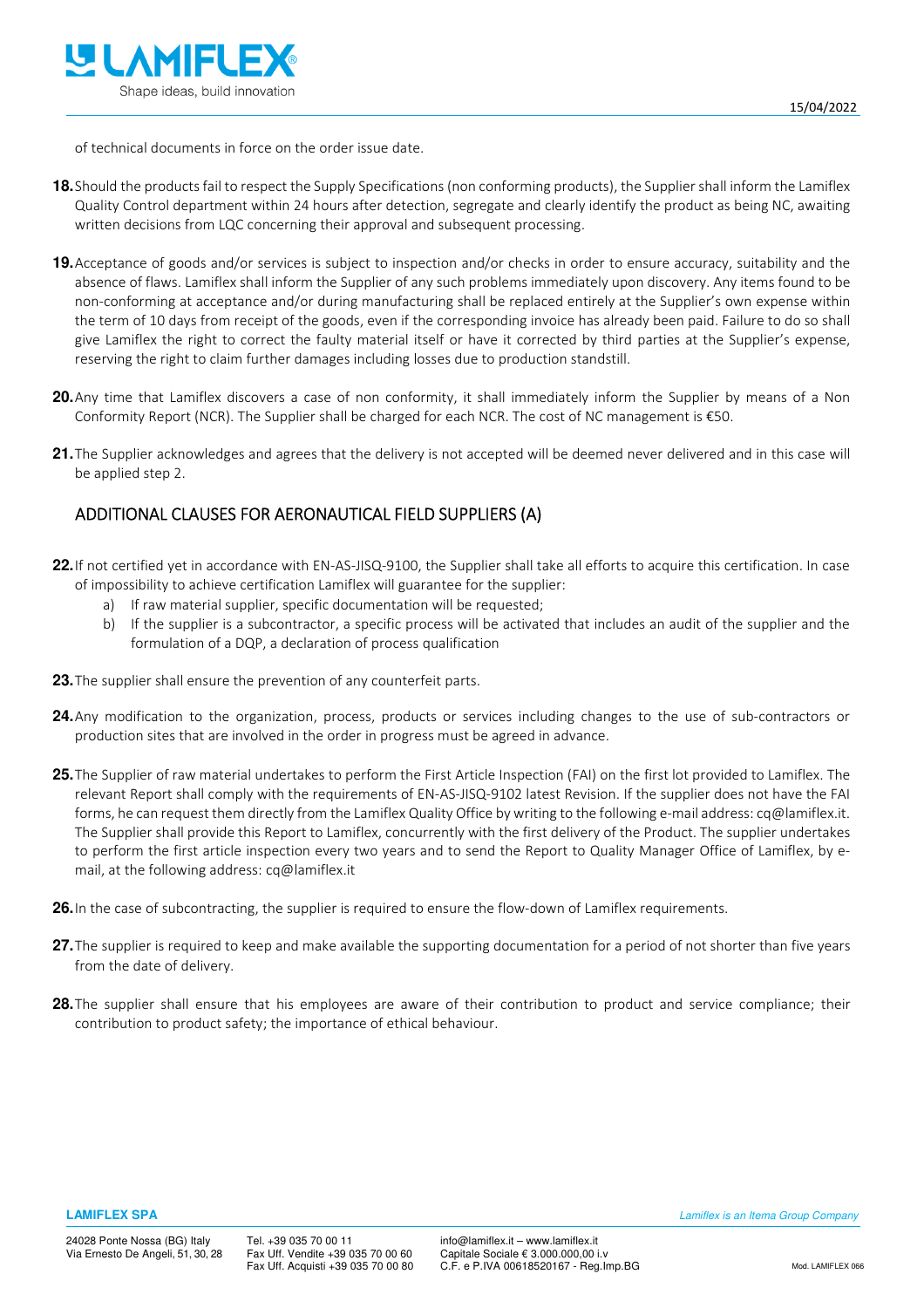of technical documents in force on the order issue date.

**18.** Should the products fail to respect the Supply Specifications (non conforming products), the Supplier shall inform the Lamiflex Quality Control department within 24 hours after detection, segregate and clearly identify the product as being NC, awaiting written decisions from LQC concerning their approval and subsequent processing.

**19.** Acceptance of goods and/or services is subject to inspection and/or checks in order to ensure accuracy, suitability and the absence of flaws. Lamiflex shall inform the Supplier of any such problems immediately upon discovery. Any items found to be non-conforming at acceptance and/or during manufacturing shall be replaced entirely at the Supplier's own expense within the term of 10 days from receipt of the goods, even if the corresponding invoice has already been paid. Failure to do so shall give Lamiflex the right to correct the faulty material itself or have it corrected by third parties at the Supplier's expense, reserving the right to claim further damages including losses due to production standstill.

**20.** Any time that Lamiflex discovers a case of non conformity, it shall immediately inform the Supplier by means of a Non Conformity Report (NCR). The Supplier shall be charged for each NCR. The cost of NC management is €50.

**21.** The Supplier acknowledges and agrees that the delivery is not accepted will be deemed never delivered and in this case will be applied step 2.

## ADDITIONAL CLAUSES FOR AERONAUTICAL FIELD SUPPLIERS (A)

**22.** If not certified yet in accordance with EN-AS-JISQ-9100, the Supplier shall take all efforts to acquire this certification. In case of impossibility to achieve certification Lamiflex will guarantee for the supplier:

a) If raw material supplier, specific documentation will be requested;

b) If the supplier is a subcontractor, a specific process will be activated that includes an audit of the supplier and the formulation of a DQP, a declaration of process qualification

**23.** The supplier shall ensure the prevention of any counterfeit parts.

**24.** Any modification to the organization, process, products or services including changes to the use of sub-contractors or production sites that are involved in the order in progress must be agreed in advance.

**25.** The Supplier of raw material undertakes to perform the First Article Inspection (FAI) on the first lot provided to Lamiflex. The relevant Report shall comply with the requirements of EN-AS-JISQ-9102 latest Revision. If the supplier does not have the FAI forms, he can request them directly from the Lamiflex Quality Office by writing to the following e-mail address: cq@lamiflex.it. The Supplier shall provide this Report to Lamiflex, concurrently with the first delivery of the Product. The supplier undertakes to perform the first article inspection every two years and to send the Report to Quality Manager Office of Lamiflex, by e-mail, at the following address: cq@lamiflex.it

**26.** In the case of subcontracting, the supplier is required to ensure the flow-down of Lamiflex requirements.

**27.** The supplier is required to keep and make available the supporting documentation for a period of not shorter than five years from the date of delivery.

**28.** The supplier shall ensure that his employees are aware of their contribution to product and service compliance; their contribution to product safety; the importance of ethical behaviour.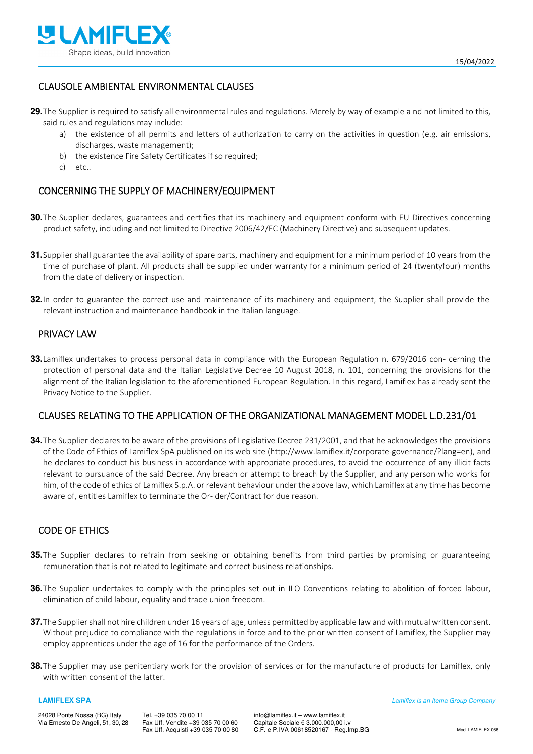## CLAUSOLE AMBIENTAL ENVIRONMENTAL CLAUSES

**29.** The Supplier is required to satisfy all environmental rules and regulations. Merely by way of example a nd not limited to this, said rules and regulations may include:

a) the existence of all permits and letters of authorization to carry on the activities in question (e.g. air emissions, discharges, waste management);
b) the existence Fire Safety Certificates if so required;
c) etc..

## CONCERNING THE SUPPLY OF MACHINERY/EQUIPMENT

**30.** The Supplier declares, guarantees and certifies that its machinery and equipment conform with EU Directives concerning product safety, including and not limited to Directive 2006/42/EC (Machinery Directive) and subsequent updates.

**31.** Supplier shall guarantee the availability of spare parts, machinery and equipment for a minimum period of 10 years from the time of purchase of plant. All products shall be supplied under warranty for a minimum period of 24 (twentyfour) months from the date of delivery or inspection.

**32.** In order to guarantee the correct use and maintenance of its machinery and equipment, the Supplier shall provide the relevant instruction and maintenance handbook in the Italian language.

## PRIVACY LAW

**33.** Lamiflex undertakes to process personal data in compliance with the European Regulation n. 679/2016 con- cerning the protection of personal data and the Italian Legislative Decree 10 August 2018, n. 101, concerning the provisions for the alignment of the Italian legislation to the aforementioned European Regulation. In this regard, Lamiflex has already sent the Privacy Notice to the Supplier.

## CLAUSES RELATING TO THE APPLICATION OF THE ORGANIZATIONAL MANAGEMENT MODEL L.D.231/01

**34.** The Supplier declares to be aware of the provisions of Legislative Decree 231/2001, and that he acknowledges the provisions of the Code of Ethics of Lamiflex SpA published on its web site (http://www.lamiflex.it/corporate-governance/?lang=en), and he declares to conduct his business in accordance with appropriate procedures, to avoid the occurrence of any illicit facts relevant to pursuance of the said Decree. Any breach or attempt to breach by the Supplier, and any person who works for him, of the code of ethics of Lamiflex S.p.A. or relevant behaviour under the above law, which Lamiflex at any time has become aware of, entitles Lamiflex to terminate the Or- der/Contract for due reason.

## CODE OF ETHICS

**35.** The Supplier declares to refrain from seeking or obtaining benefits from third parties by promising or guaranteeing remuneration that is not related to legitimate and correct business relationships.

**36.** The Supplier undertakes to comply with the principles set out in ILO Conventions relating to abolition of forced labour, elimination of child labour, equality and trade union freedom.

**37.** The Supplier shall not hire children under 16 years of age, unless permitted by applicable law and with mutual written consent. Without prejudice to compliance with the regulations in force and to the prior written consent of Lamiflex, the Supplier may employ apprentices under the age of 16 for the performance of the Orders.

**38.** The Supplier may use penitentiary work for the provision of services or for the manufacture of products for Lamiflex, only with written consent of the latter.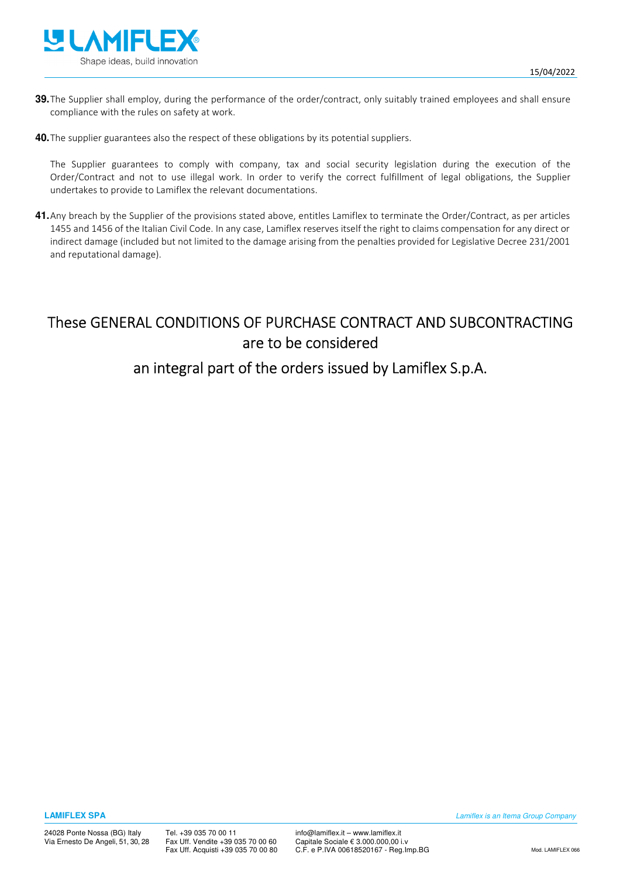**39.** The Supplier shall employ, during the performance of the order/contract, only suitably trained employees and shall ensure compliance with the rules on safety at work.

**40.** The supplier guarantees also the respect of these obligations by its potential suppliers.

The Supplier guarantees to comply with company, tax and social security legislation during the execution of the Order/Contract and not to use illegal work. In order to verify the correct fulfillment of legal obligations, the Supplier undertakes to provide to Lamiflex the relevant documentations.

**41.** Any breach by the Supplier of the provisions stated above, entitles Lamiflex to terminate the Order/Contract, as per articles 1455 and 1456 of the Italian Civil Code. In any case, Lamiflex reserves itself the right to claims compensation for any direct or indirect damage (included but not limited to the damage arising from the penalties provided for Legislative Decree 231/2001 and reputational damage).

These GENERAL CONDITIONS OF PURCHASE CONTRACT AND SUBCONTRACTING are to be considered

an integral part of the orders issued by Lamiflex S.p.A.